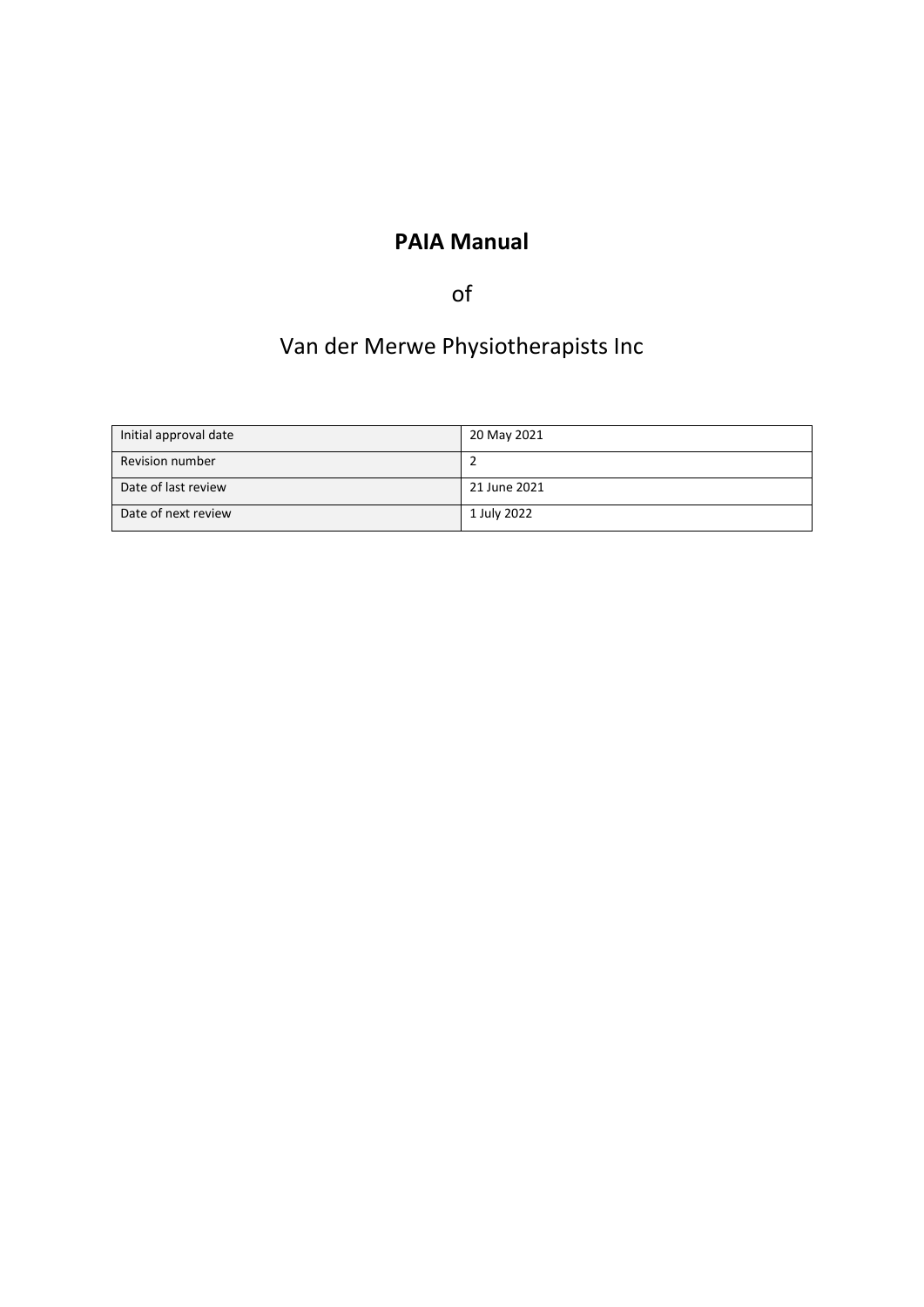# PAIA Manual

of

Van der Merwe Physiotherapists Inc

| Initial approval date | 20 May 2021 |
| --- | --- |
| Revision number | 2 |
| Date of last review | 21 June 2021 |
| Date of next review | 1 July 2022 |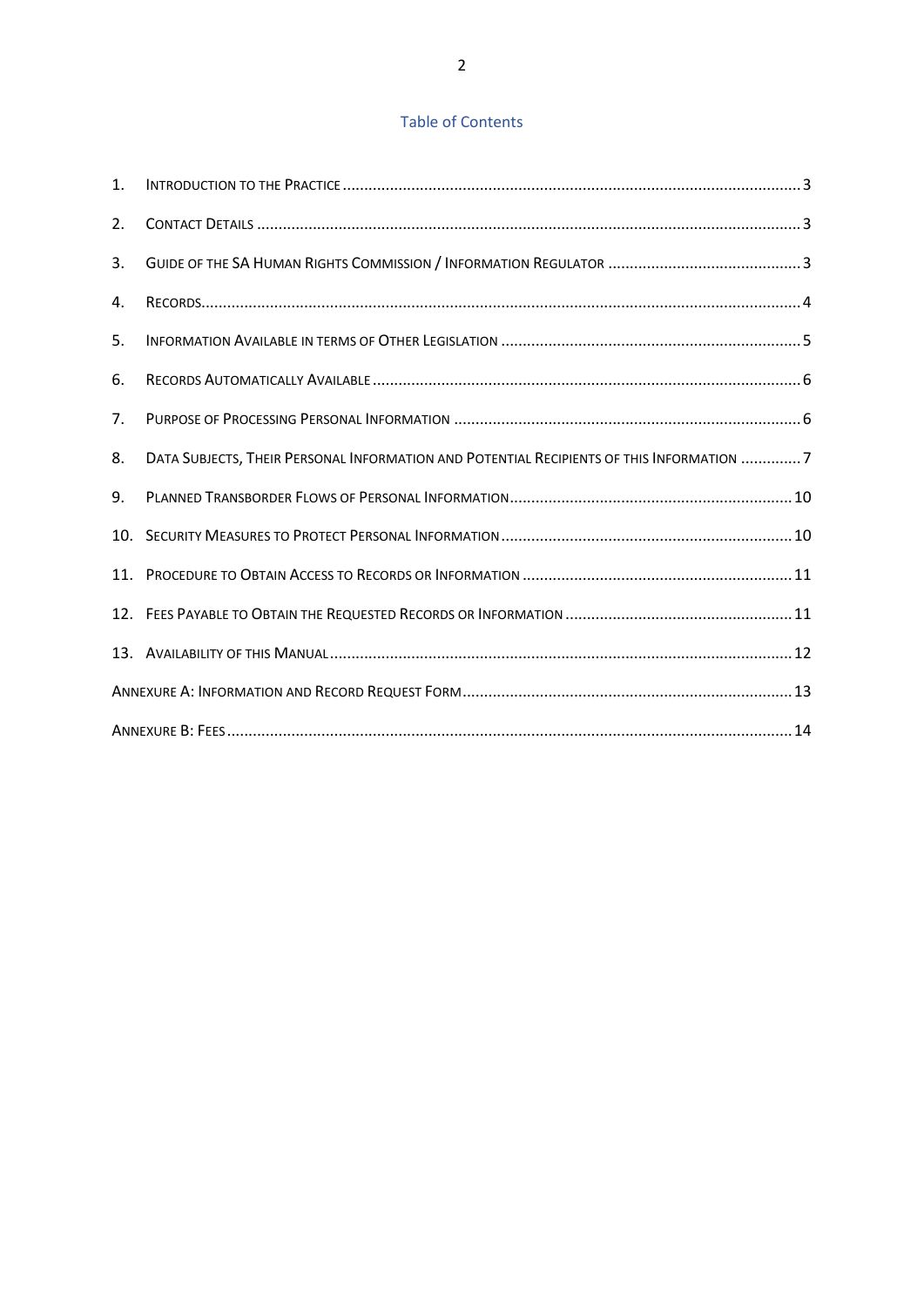## Table of Contents

1. Introduction to the Practice ........ 3
2. Contact Details ........ 3
3. Guide of the SA Human Rights Commission / Information Regulator ........ 3
4. Records ........ 4
5. Information Available in terms of Other Legislation ........ 5
6. Records Automatically Available ........ 6
7. Purpose of Processing Personal Information ........ 6
8. Data Subjects, Their Personal Information and Potential Recipients of this Information ........ 7
9. Planned Transborder Flows of Personal Information ........ 10
10. Security Measures to Protect Personal Information ........ 10
11. Procedure to Obtain Access to Records or Information ........ 11
12. Fees Payable to Obtain the Requested Records or Information ........ 11
13. Availability of this Manual ........ 12

Annexure A: Information and Record Request Form ........ 13

Annexure B: Fees ........ 14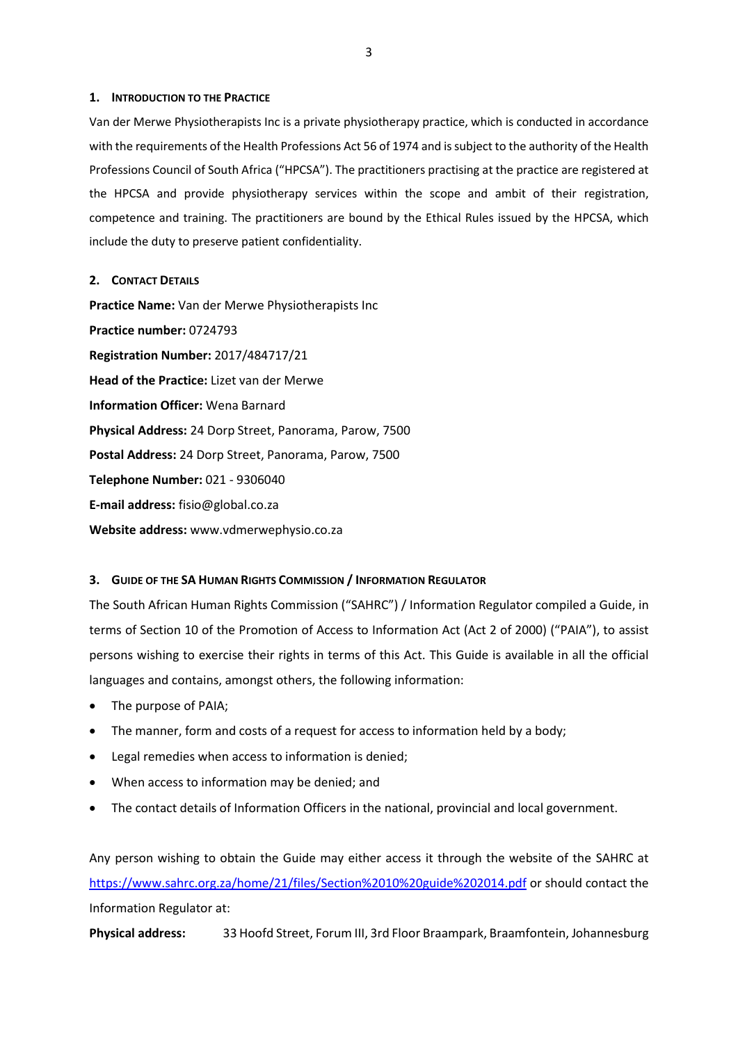## 1. Introduction to the Practice

Van der Merwe Physiotherapists Inc is a private physiotherapy practice, which is conducted in accordance with the requirements of the Health Professions Act 56 of 1974 and is subject to the authority of the Health Professions Council of South Africa ("HPCSA"). The practitioners practising at the practice are registered at the HPCSA and provide physiotherapy services within the scope and ambit of their registration, competence and training. The practitioners are bound by the Ethical Rules issued by the HPCSA, which include the duty to preserve patient confidentiality.

## 2. Contact Details

**Practice Name:** Van der Merwe Physiotherapists Inc

**Practice number:** 0724793

**Registration Number:** 2017/484717/21

**Head of the Practice:** Lizet van der Merwe

**Information Officer:** Wena Barnard

**Physical Address:** 24 Dorp Street, Panorama, Parow, 7500

**Postal Address:** 24 Dorp Street, Panorama, Parow, 7500

**Telephone Number:** 021 - 9306040

**E-mail address:** fisio@global.co.za

**Website address:** www.vdmerwephysio.co.za

## 3. Guide of the SA Human Rights Commission / Information Regulator

The South African Human Rights Commission ("SAHRC") / Information Regulator compiled a Guide, in terms of Section 10 of the Promotion of Access to Information Act (Act 2 of 2000) ("PAIA"), to assist persons wishing to exercise their rights in terms of this Act. This Guide is available in all the official languages and contains, amongst others, the following information:

- The purpose of PAIA;
- The manner, form and costs of a request for access to information held by a body;
- Legal remedies when access to information is denied;
- When access to information may be denied; and
- The contact details of Information Officers in the national, provincial and local government.

Any person wishing to obtain the Guide may either access it through the website of the SAHRC at https://www.sahrc.org.za/home/21/files/Section%2010%20guide%202014.pdf or should contact the Information Regulator at:

**Physical address:** 33 Hoofd Street, Forum III, 3rd Floor Braampark, Braamfontein, Johannesburg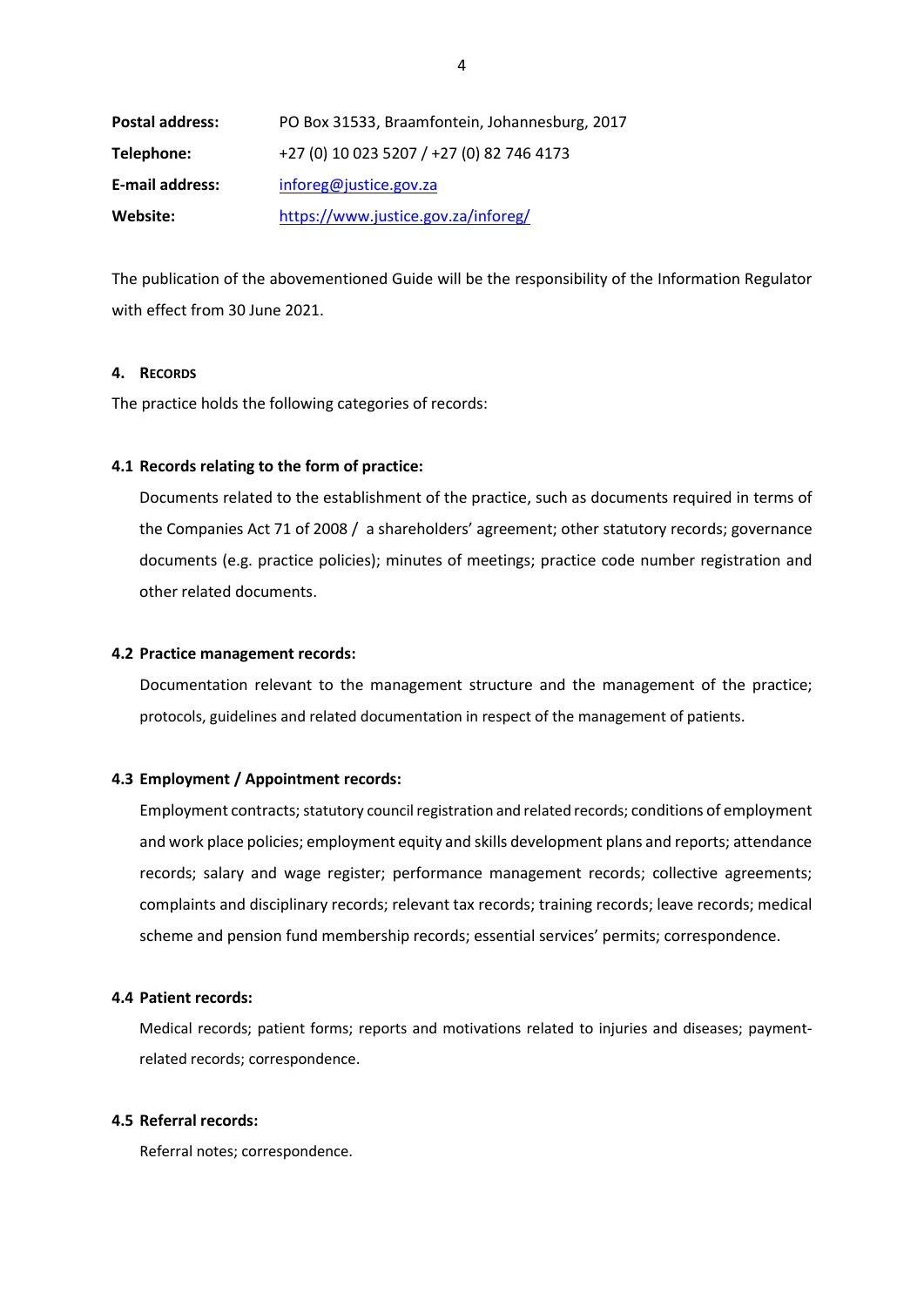| | |
|---|---|
| **Postal address:** | PO Box 31533, Braamfontein, Johannesburg, 2017 |
| **Telephone:** | +27 (0) 10 023 5207 / +27 (0) 82 746 4173 |
| **E-mail address:** | inforeg@justice.gov.za |
| **Website:** | https://www.justice.gov.za/inforeg/ |

The publication of the abovementioned Guide will be the responsibility of the Information Regulator with effect from 30 June 2021.

## 4. RECORDS

The practice holds the following categories of records:

### 4.1 Records relating to the form of practice:

Documents related to the establishment of the practice, such as documents required in terms of the Companies Act 71 of 2008 / a shareholders' agreement; other statutory records; governance documents (e.g. practice policies); minutes of meetings; practice code number registration and other related documents.

### 4.2 Practice management records:

Documentation relevant to the management structure and the management of the practice; protocols, guidelines and related documentation in respect of the management of patients.

### 4.3 Employment / Appointment records:

Employment contracts; statutory council registration and related records; conditions of employment and work place policies; employment equity and skills development plans and reports; attendance records; salary and wage register; performance management records; collective agreements; complaints and disciplinary records; relevant tax records; training records; leave records; medical scheme and pension fund membership records; essential services' permits; correspondence.

### 4.4 Patient records:

Medical records; patient forms; reports and motivations related to injuries and diseases; payment-related records; correspondence.

### 4.5 Referral records:

Referral notes; correspondence.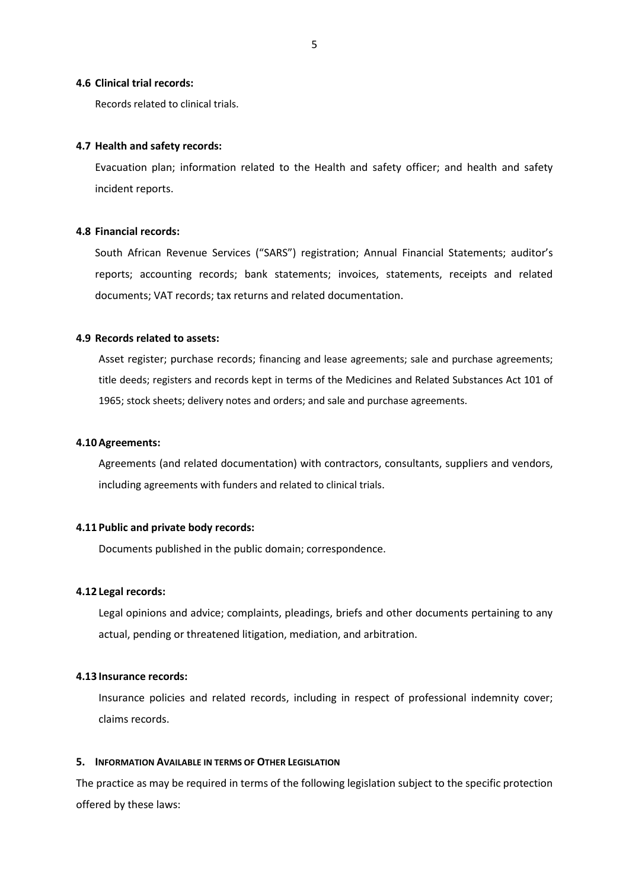**4.6 Clinical trial records:**

Records related to clinical trials.

**4.7 Health and safety records:**

Evacuation plan; information related to the Health and safety officer; and health and safety incident reports.

**4.8 Financial records:**

South African Revenue Services ("SARS") registration; Annual Financial Statements; auditor's reports; accounting records; bank statements; invoices, statements, receipts and related documents; VAT records; tax returns and related documentation.

**4.9 Records related to assets:**

Asset register; purchase records; financing and lease agreements; sale and purchase agreements; title deeds; registers and records kept in terms of the Medicines and Related Substances Act 101 of 1965; stock sheets; delivery notes and orders; and sale and purchase agreements.

**4.10 Agreements:**

Agreements (and related documentation) with contractors, consultants, suppliers and vendors, including agreements with funders and related to clinical trials.

**4.11 Public and private body records:**

Documents published in the public domain; correspondence.

**4.12 Legal records:**

Legal opinions and advice; complaints, pleadings, briefs and other documents pertaining to any actual, pending or threatened litigation, mediation, and arbitration.

**4.13 Insurance records:**

Insurance policies and related records, including in respect of professional indemnity cover; claims records.

## 5. INFORMATION AVAILABLE IN TERMS OF OTHER LEGISLATION

The practice as may be required in terms of the following legislation subject to the specific protection offered by these laws: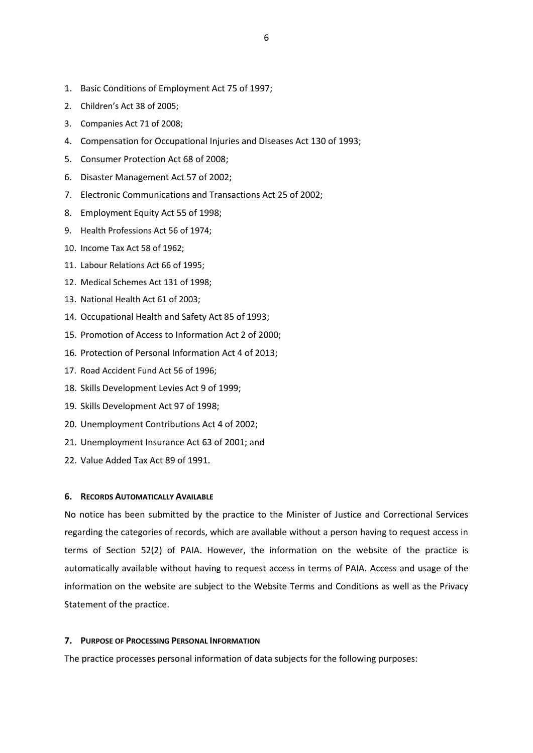1. Basic Conditions of Employment Act 75 of 1997;
2. Children's Act 38 of 2005;
3. Companies Act 71 of 2008;
4. Compensation for Occupational Injuries and Diseases Act 130 of 1993;
5. Consumer Protection Act 68 of 2008;
6. Disaster Management Act 57 of 2002;
7. Electronic Communications and Transactions Act 25 of 2002;
8. Employment Equity Act 55 of 1998;
9. Health Professions Act 56 of 1974;
10. Income Tax Act 58 of 1962;
11. Labour Relations Act 66 of 1995;
12. Medical Schemes Act 131 of 1998;
13. National Health Act 61 of 2003;
14. Occupational Health and Safety Act 85 of 1993;
15. Promotion of Access to Information Act 2 of 2000;
16. Protection of Personal Information Act 4 of 2013;
17. Road Accident Fund Act 56 of 1996;
18. Skills Development Levies Act 9 of 1999;
19. Skills Development Act 97 of 1998;
20. Unemployment Contributions Act 4 of 2002;
21. Unemployment Insurance Act 63 of 2001; and
22. Value Added Tax Act 89 of 1991.

## 6. Records Automatically Available

No notice has been submitted by the practice to the Minister of Justice and Correctional Services regarding the categories of records, which are available without a person having to request access in terms of Section 52(2) of PAIA. However, the information on the website of the practice is automatically available without having to request access in terms of PAIA. Access and usage of the information on the website are subject to the Website Terms and Conditions as well as the Privacy Statement of the practice.

## 7. Purpose of Processing Personal Information

The practice processes personal information of data subjects for the following purposes: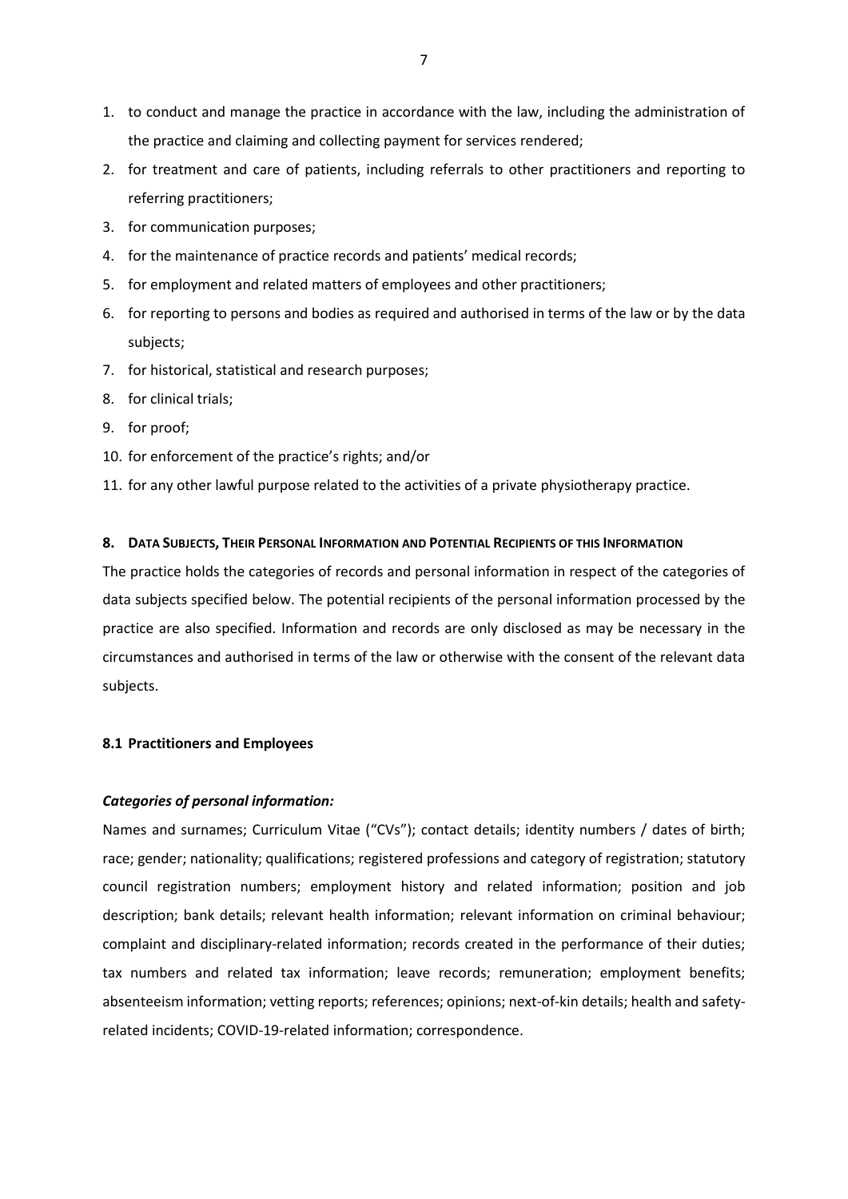1. to conduct and manage the practice in accordance with the law, including the administration of the practice and claiming and collecting payment for services rendered;
2. for treatment and care of patients, including referrals to other practitioners and reporting to referring practitioners;
3. for communication purposes;
4. for the maintenance of practice records and patients' medical records;
5. for employment and related matters of employees and other practitioners;
6. for reporting to persons and bodies as required and authorised in terms of the law or by the data subjects;
7. for historical, statistical and research purposes;
8. for clinical trials;
9. for proof;
10. for enforcement of the practice's rights; and/or
11. for any other lawful purpose related to the activities of a private physiotherapy practice.

## 8. Data Subjects, Their Personal Information and Potential Recipients of this Information

The practice holds the categories of records and personal information in respect of the categories of data subjects specified below. The potential recipients of the personal information processed by the practice are also specified. Information and records are only disclosed as may be necessary in the circumstances and authorised in terms of the law or otherwise with the consent of the relevant data subjects.

### 8.1 Practitioners and Employees

***Categories of personal information:***

Names and surnames; Curriculum Vitae ("CVs"); contact details; identity numbers / dates of birth; race; gender; nationality; qualifications; registered professions and category of registration; statutory council registration numbers; employment history and related information; position and job description; bank details; relevant health information; relevant information on criminal behaviour; complaint and disciplinary-related information; records created in the performance of their duties; tax numbers and related tax information; leave records; remuneration; employment benefits; absenteeism information; vetting reports; references; opinions; next-of-kin details; health and safety-related incidents; COVID-19-related information; correspondence.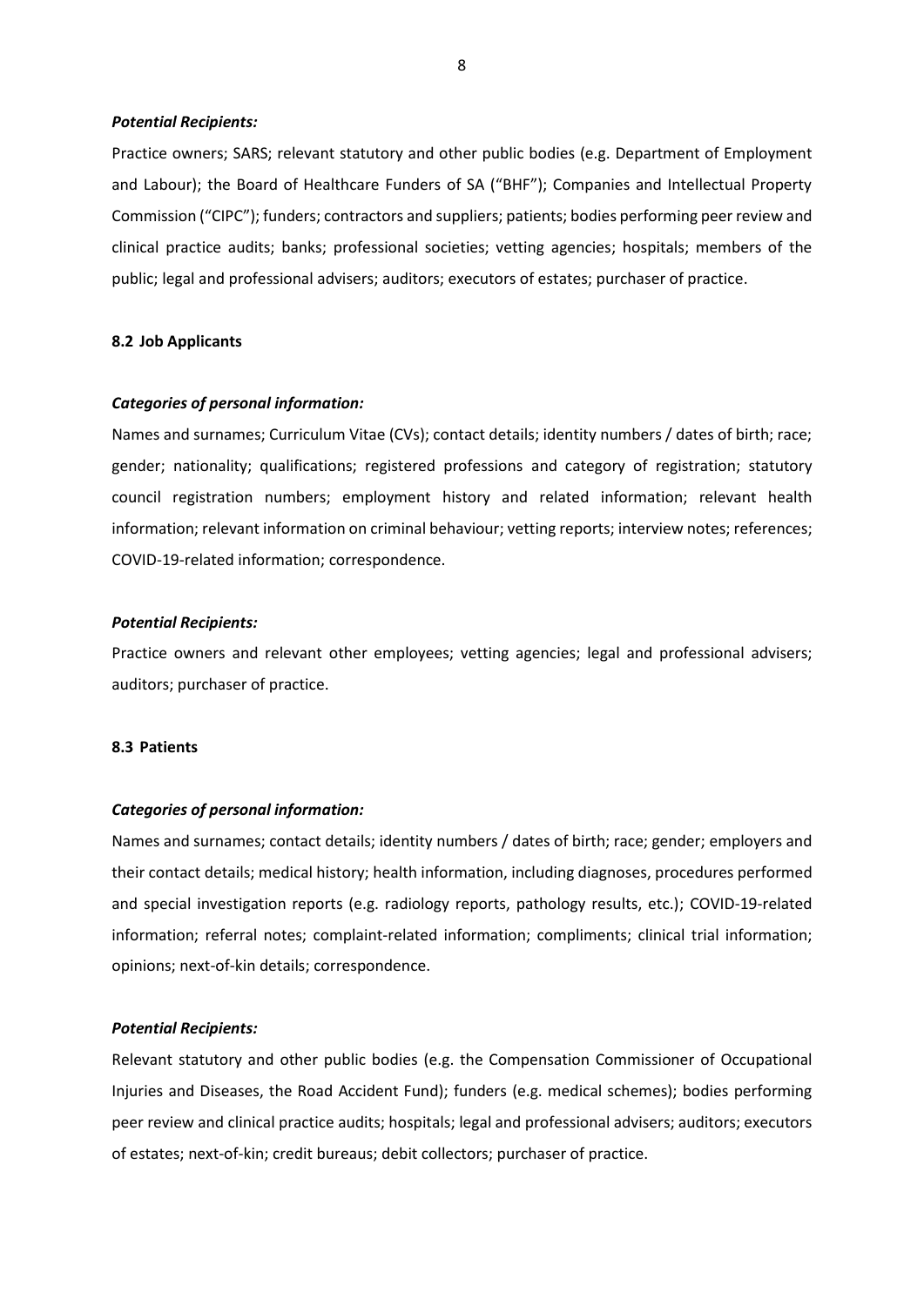***Potential Recipients:***

Practice owners; SARS; relevant statutory and other public bodies (e.g. Department of Employment and Labour); the Board of Healthcare Funders of SA ("BHF"); Companies and Intellectual Property Commission ("CIPC"); funders; contractors and suppliers; patients; bodies performing peer review and clinical practice audits; banks; professional societies; vetting agencies; hospitals; members of the public; legal and professional advisers; auditors; executors of estates; purchaser of practice.

### 8.2 Job Applicants

***Categories of personal information:***

Names and surnames; Curriculum Vitae (CVs); contact details; identity numbers / dates of birth; race; gender; nationality; qualifications; registered professions and category of registration; statutory council registration numbers; employment history and related information; relevant health information; relevant information on criminal behaviour; vetting reports; interview notes; references; COVID-19-related information; correspondence.

***Potential Recipients:***

Practice owners and relevant other employees; vetting agencies; legal and professional advisers; auditors; purchaser of practice.

### 8.3 Patients

***Categories of personal information:***

Names and surnames; contact details; identity numbers / dates of birth; race; gender; employers and their contact details; medical history; health information, including diagnoses, procedures performed and special investigation reports (e.g. radiology reports, pathology results, etc.); COVID-19-related information; referral notes; complaint-related information; compliments; clinical trial information; opinions; next-of-kin details; correspondence.

***Potential Recipients:***

Relevant statutory and other public bodies (e.g. the Compensation Commissioner of Occupational Injuries and Diseases, the Road Accident Fund); funders (e.g. medical schemes); bodies performing peer review and clinical practice audits; hospitals; legal and professional advisers; auditors; executors of estates; next-of-kin; credit bureaus; debit collectors; purchaser of practice.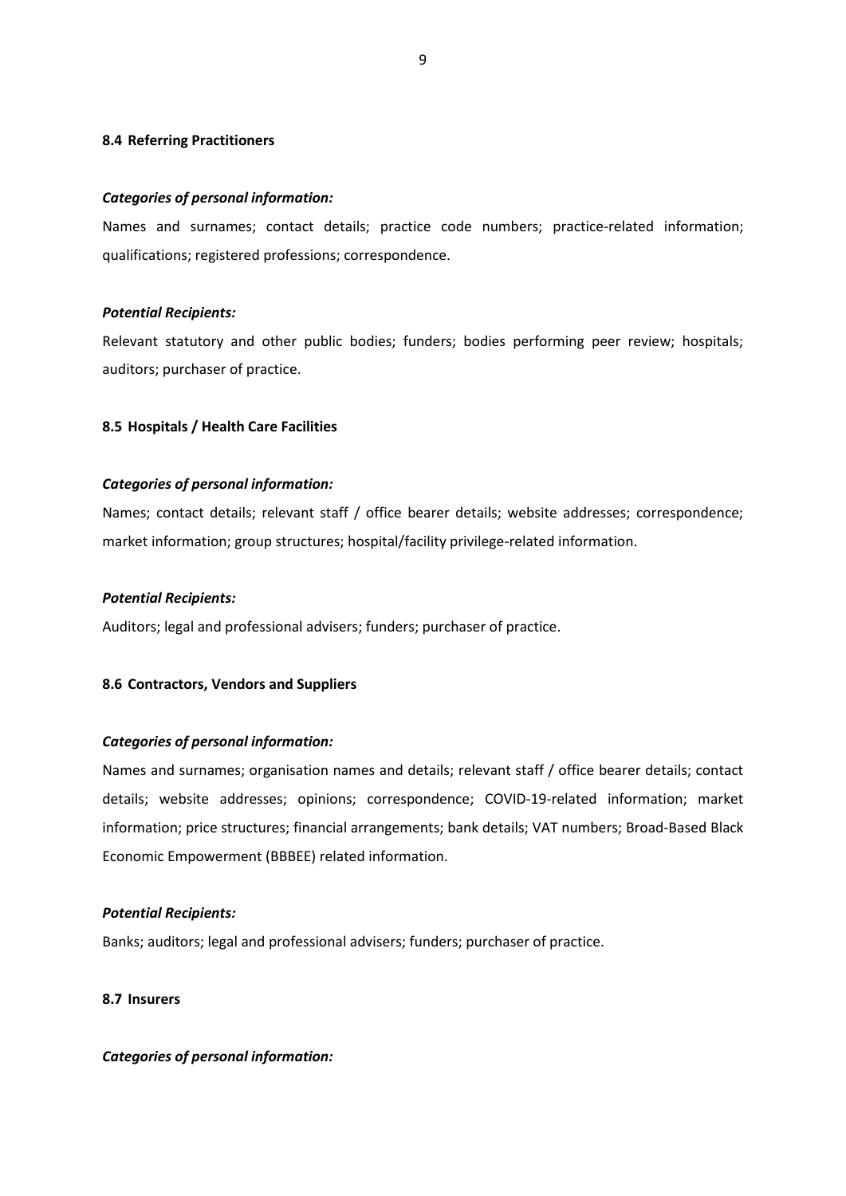### 8.4 Referring Practitioners

***Categories of personal information:***

Names and surnames; contact details; practice code numbers; practice-related information; qualifications; registered professions; correspondence.

***Potential Recipients:***

Relevant statutory and other public bodies; funders; bodies performing peer review; hospitals; auditors; purchaser of practice.

### 8.5 Hospitals / Health Care Facilities

***Categories of personal information:***

Names; contact details; relevant staff / office bearer details; website addresses; correspondence; market information; group structures; hospital/facility privilege-related information.

***Potential Recipients:***

Auditors; legal and professional advisers; funders; purchaser of practice.

### 8.6 Contractors, Vendors and Suppliers

***Categories of personal information:***

Names and surnames; organisation names and details; relevant staff / office bearer details; contact details; website addresses; opinions; correspondence; COVID-19-related information; market information; price structures; financial arrangements; bank details; VAT numbers; Broad-Based Black Economic Empowerment (BBBEE) related information.

***Potential Recipients:***

Banks; auditors; legal and professional advisers; funders; purchaser of practice.

### 8.7 Insurers

***Categories of personal information:***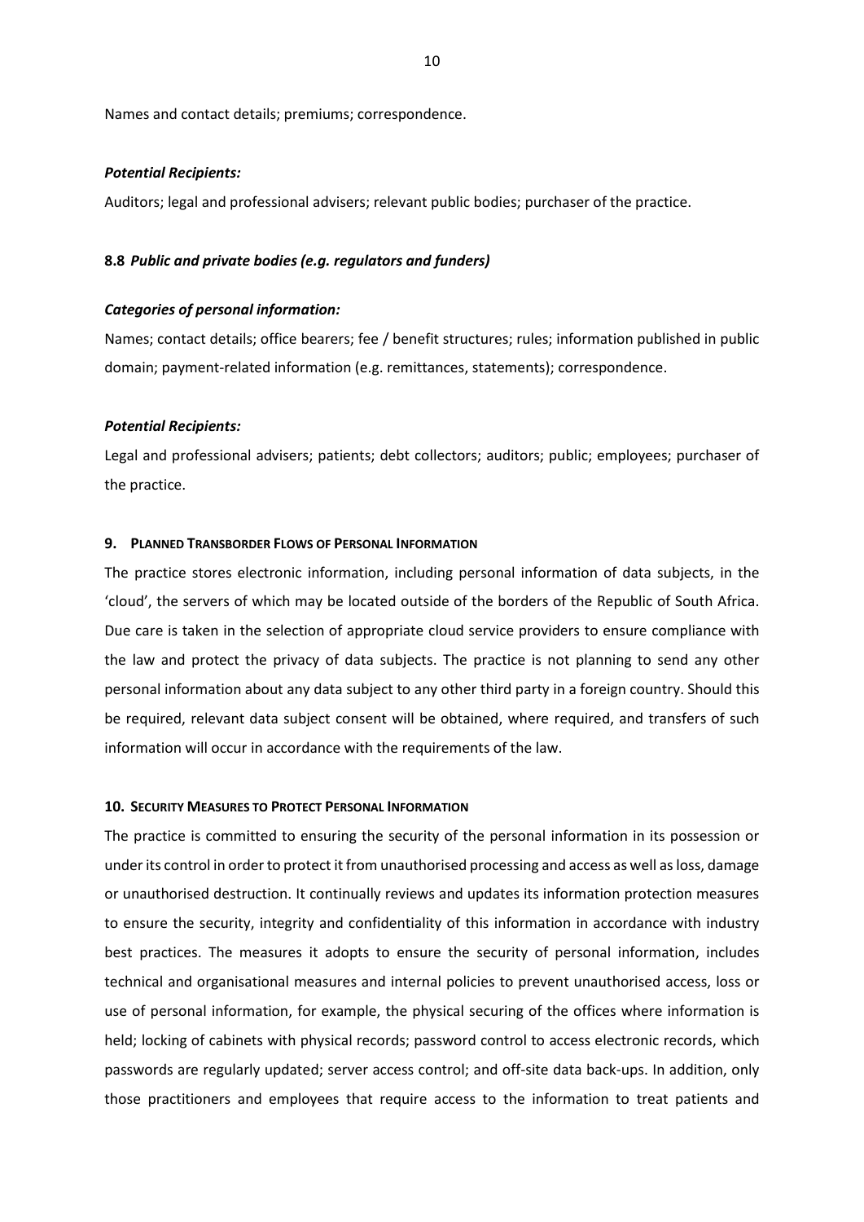Names and contact details; premiums; correspondence.

***Potential Recipients:***

Auditors; legal and professional advisers; relevant public bodies; purchaser of the practice.

### 8.8 *Public and private bodies (e.g. regulators and funders)*

***Categories of personal information:***

Names; contact details; office bearers; fee / benefit structures; rules; information published in public domain; payment-related information (e.g. remittances, statements); correspondence.

***Potential Recipients:***

Legal and professional advisers; patients; debt collectors; auditors; public; employees; purchaser of the practice.

## 9. Planned Transborder Flows of Personal Information

The practice stores electronic information, including personal information of data subjects, in the 'cloud', the servers of which may be located outside of the borders of the Republic of South Africa. Due care is taken in the selection of appropriate cloud service providers to ensure compliance with the law and protect the privacy of data subjects. The practice is not planning to send any other personal information about any data subject to any other third party in a foreign country. Should this be required, relevant data subject consent will be obtained, where required, and transfers of such information will occur in accordance with the requirements of the law.

## 10. Security Measures to Protect Personal Information

The practice is committed to ensuring the security of the personal information in its possession or under its control in order to protect it from unauthorised processing and access as well as loss, damage or unauthorised destruction. It continually reviews and updates its information protection measures to ensure the security, integrity and confidentiality of this information in accordance with industry best practices. The measures it adopts to ensure the security of personal information, includes technical and organisational measures and internal policies to prevent unauthorised access, loss or use of personal information, for example, the physical securing of the offices where information is held; locking of cabinets with physical records; password control to access electronic records, which passwords are regularly updated; server access control; and off-site data back-ups. In addition, only those practitioners and employees that require access to the information to treat patients and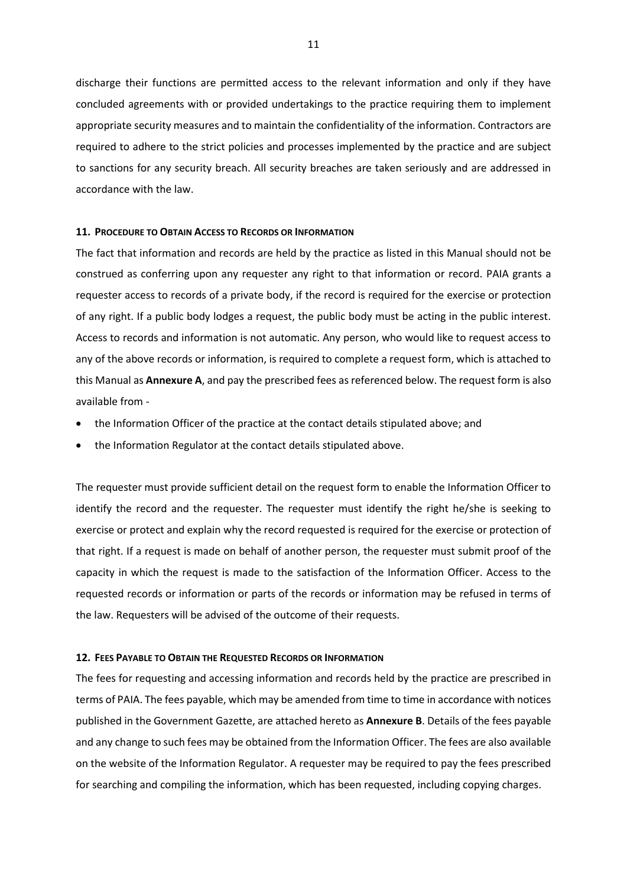discharge their functions are permitted access to the relevant information and only if they have concluded agreements with or provided undertakings to the practice requiring them to implement appropriate security measures and to maintain the confidentiality of the information. Contractors are required to adhere to the strict policies and processes implemented by the practice and are subject to sanctions for any security breach. All security breaches are taken seriously and are addressed in accordance with the law.

## 11. Procedure to Obtain Access to Records or Information

The fact that information and records are held by the practice as listed in this Manual should not be construed as conferring upon any requester any right to that information or record. PAIA grants a requester access to records of a private body, if the record is required for the exercise or protection of any right. If a public body lodges a request, the public body must be acting in the public interest. Access to records and information is not automatic. Any person, who would like to request access to any of the above records or information, is required to complete a request form, which is attached to this Manual as **Annexure A**, and pay the prescribed fees as referenced below. The request form is also available from -

- the Information Officer of the practice at the contact details stipulated above; and
- the Information Regulator at the contact details stipulated above.

The requester must provide sufficient detail on the request form to enable the Information Officer to identify the record and the requester. The requester must identify the right he/she is seeking to exercise or protect and explain why the record requested is required for the exercise or protection of that right. If a request is made on behalf of another person, the requester must submit proof of the capacity in which the request is made to the satisfaction of the Information Officer. Access to the requested records or information or parts of the records or information may be refused in terms of the law. Requesters will be advised of the outcome of their requests.

## 12. Fees Payable to Obtain the Requested Records or Information

The fees for requesting and accessing information and records held by the practice are prescribed in terms of PAIA. The fees payable, which may be amended from time to time in accordance with notices published in the Government Gazette, are attached hereto as **Annexure B**. Details of the fees payable and any change to such fees may be obtained from the Information Officer. The fees are also available on the website of the Information Regulator. A requester may be required to pay the fees prescribed for searching and compiling the information, which has been requested, including copying charges.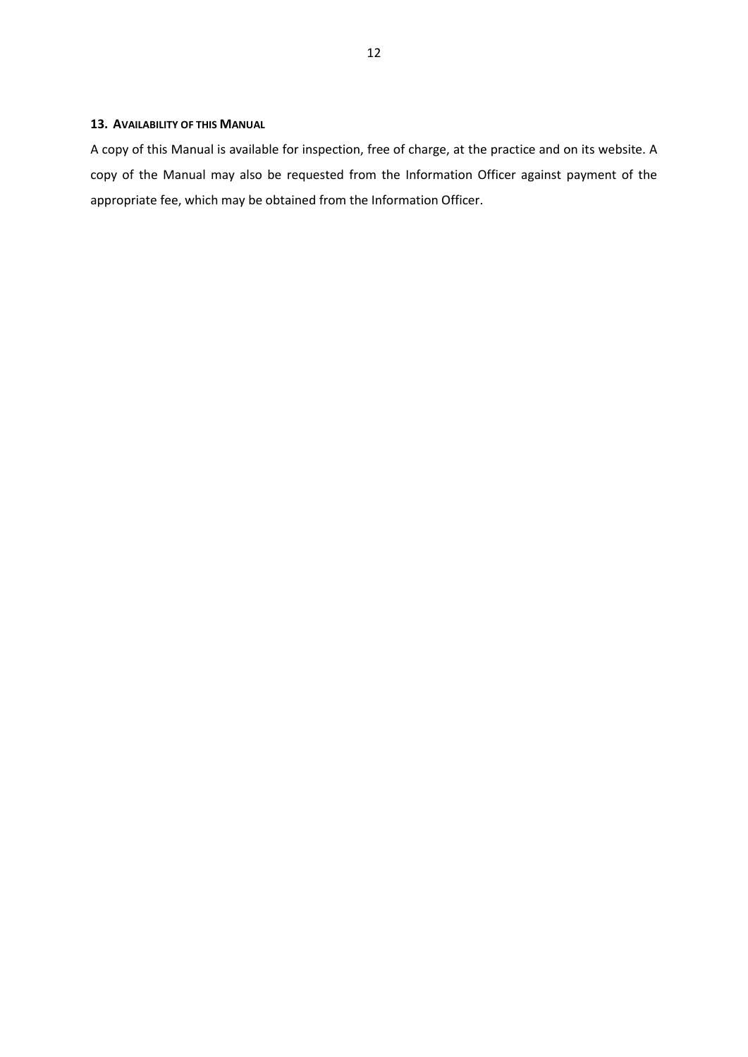## 13. AVAILABILITY OF THIS MANUAL

A copy of this Manual is available for inspection, free of charge, at the practice and on its website. A copy of the Manual may also be requested from the Information Officer against payment of the appropriate fee, which may be obtained from the Information Officer.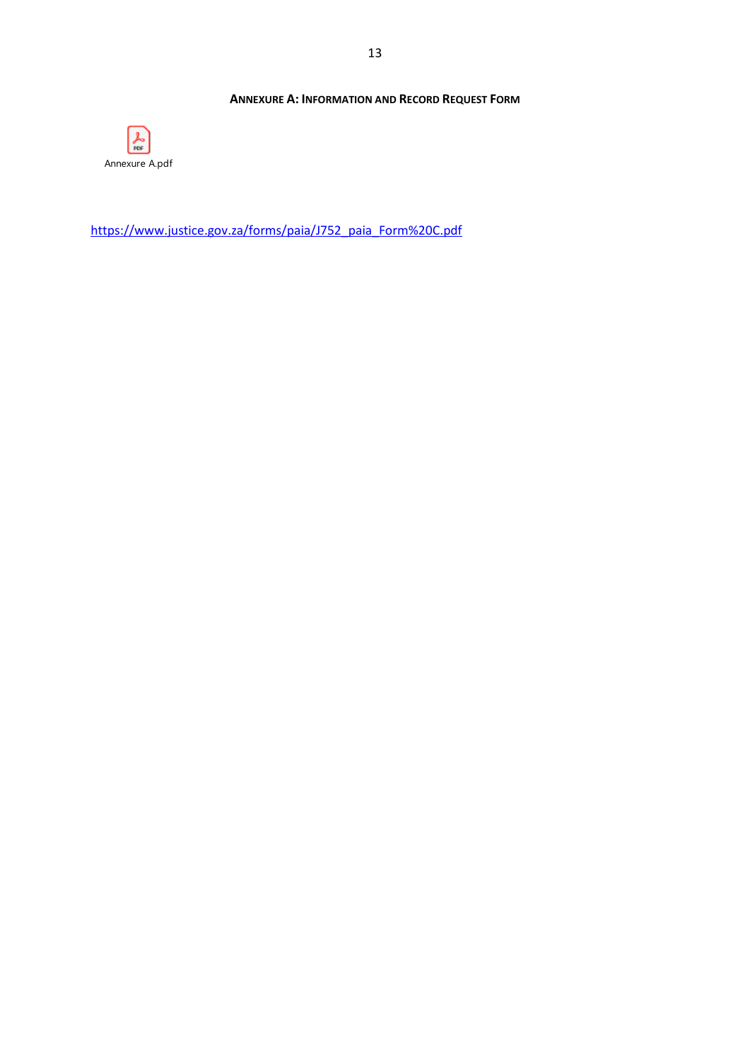## Annexure A: Information and Record Request Form

Annexure A.pdf

https://www.justice.gov.za/forms/paia/J752_paia_Form%20C.pdf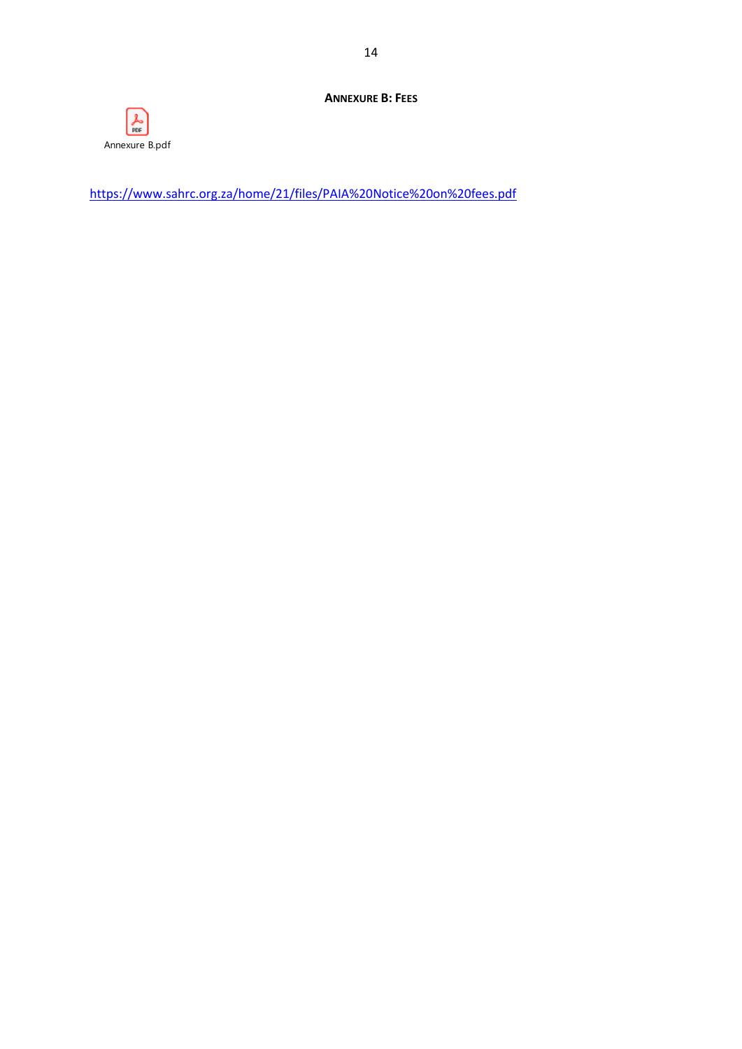## Annexure B: Fees

Annexure B.pdf

https://www.sahrc.org.za/home/21/files/PAIA%20Notice%20on%20fees.pdf